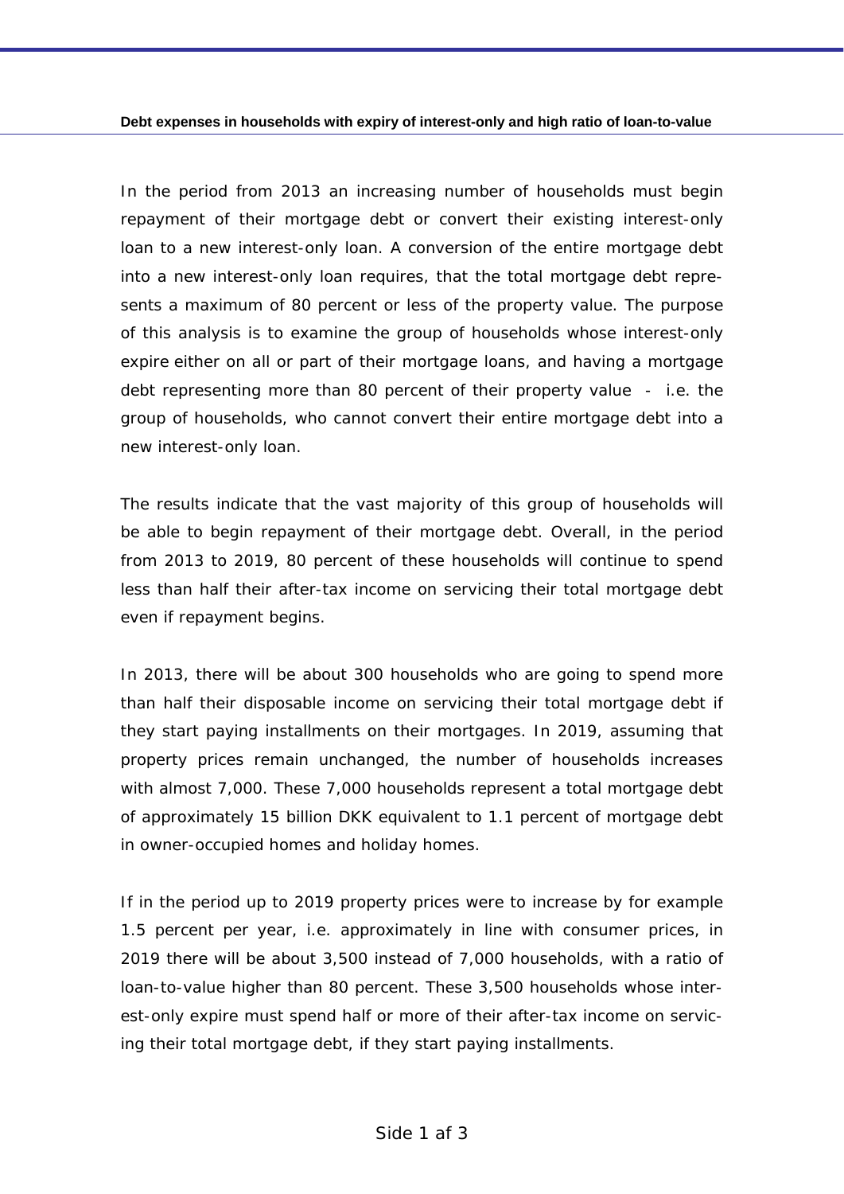**Debt expenses in households with expiry of interest-only and high ratio of loan-to-value**

In the period from 2013 an increasing number of households must begin repayment of their mortgage debt or convert their existing interest-only loan to a new interest-only loan. A conversion of the entire mortgage debt into a new interest-only loan requires, that the total mortgage debt represents a maximum of 80 percent or less of the property value. The purpose of this analysis is to examine the group of households whose interest-only expire either on all or part of their mortgage loans, and having a mortgage debt representing more than 80 percent of their property value - i.e. the group of households, who cannot convert their entire mortgage debt into a new interest-only loan.

The results indicate that the vast majority of this group of households will be able to begin repayment of their mortgage debt. Overall, in the period from 2013 to 2019, 80 percent of these households will continue to spend less than half their after-tax income on servicing their total mortgage debt even if repayment begins.

In 2013, there will be about 300 households who are going to spend more than half their disposable income on servicing their total mortgage debt if they start paying installments on their mortgages. In 2019, assuming that property prices remain unchanged, the number of households increases with almost 7,000. These 7,000 households represent a total mortgage debt of approximately 15 billion DKK equivalent to 1.1 percent of mortgage debt in owner-occupied homes and holiday homes.

If in the period up to 2019 property prices were to increase by for example 1.5 percent per year, i.e. approximately in line with consumer prices, in 2019 there will be about 3,500 instead of 7,000 households, with a ratio of loan-to-value higher than 80 percent. These 3,500 households whose interest-only expire must spend half or more of their after-tax income on servicing their total mortgage debt, if they start paying installments.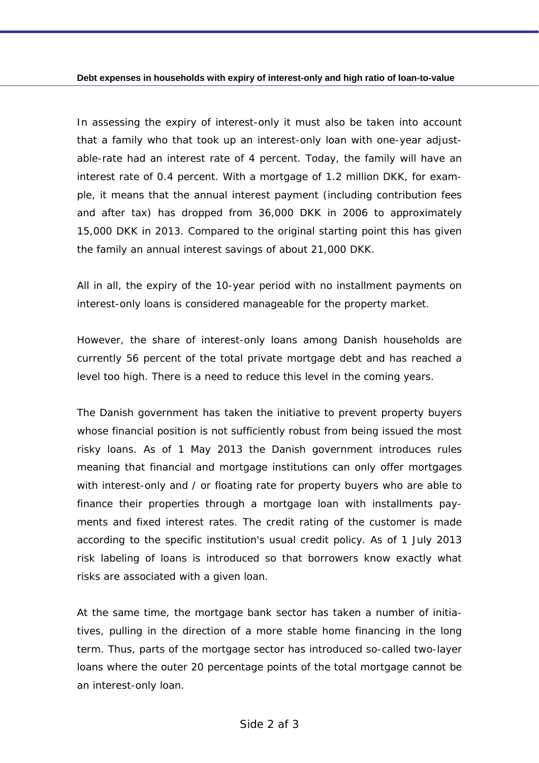In assessing the expiry of interest-only it must also be taken into account that a family who that took up an interest-only loan with one-year adjustable-rate had an interest rate of 4 percent. Today, the family will have an interest rate of 0.4 percent. With a mortgage of 1.2 million DKK, for example, it means that the annual interest payment (including contribution fees and after tax) has dropped from 36,000 DKK in 2006 to approximately 15,000 DKK in 2013. Compared to the original starting point this has given the family an annual interest savings of about 21,000 DKK.

All in all, the expiry of the 10-year period with no installment payments on interest-only loans is considered manageable for the property market.

However, the share of interest-only loans among Danish households are currently 56 percent of the total private mortgage debt and has reached a level too high. There is a need to reduce this level in the coming years.

The Danish government has taken the initiative to prevent property buyers whose financial position is not sufficiently robust from being issued the most risky loans. As of 1 May 2013 the Danish government introduces rules meaning that financial and mortgage institutions can only offer mortgages with interest-only and / or floating rate for property buyers who are able to finance their properties through a mortgage loan with installments payments and fixed interest rates. The credit rating of the customer is made according to the specific institution's usual credit policy. As of 1 July 2013 risk labeling of loans is introduced so that borrowers know exactly what risks are associated with a given loan.

At the same time, the mortgage bank sector has taken a number of initiatives, pulling in the direction of a more stable home financing in the long term. Thus, parts of the mortgage sector has introduced so-called two-layer loans where the outer 20 percentage points of the total mortgage cannot be an interest-only loan.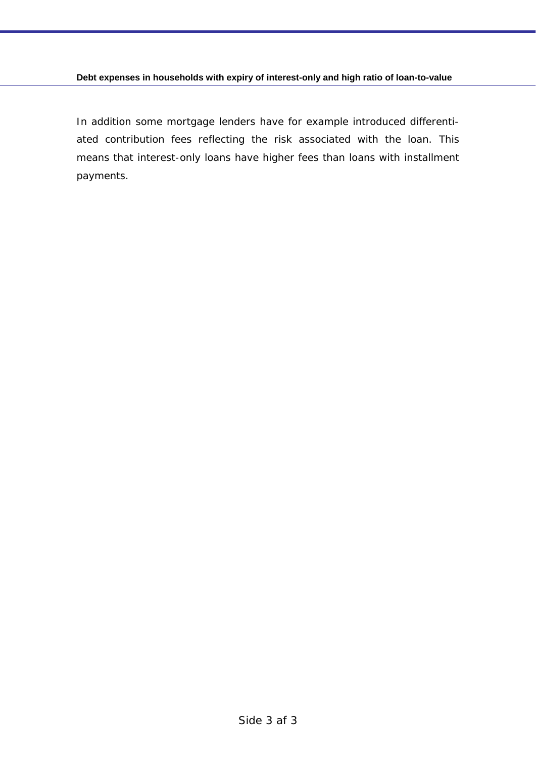In addition some mortgage lenders have for example introduced differentiated contribution fees reflecting the risk associated with the loan. This means that interest-only loans have higher fees than loans with installment payments.